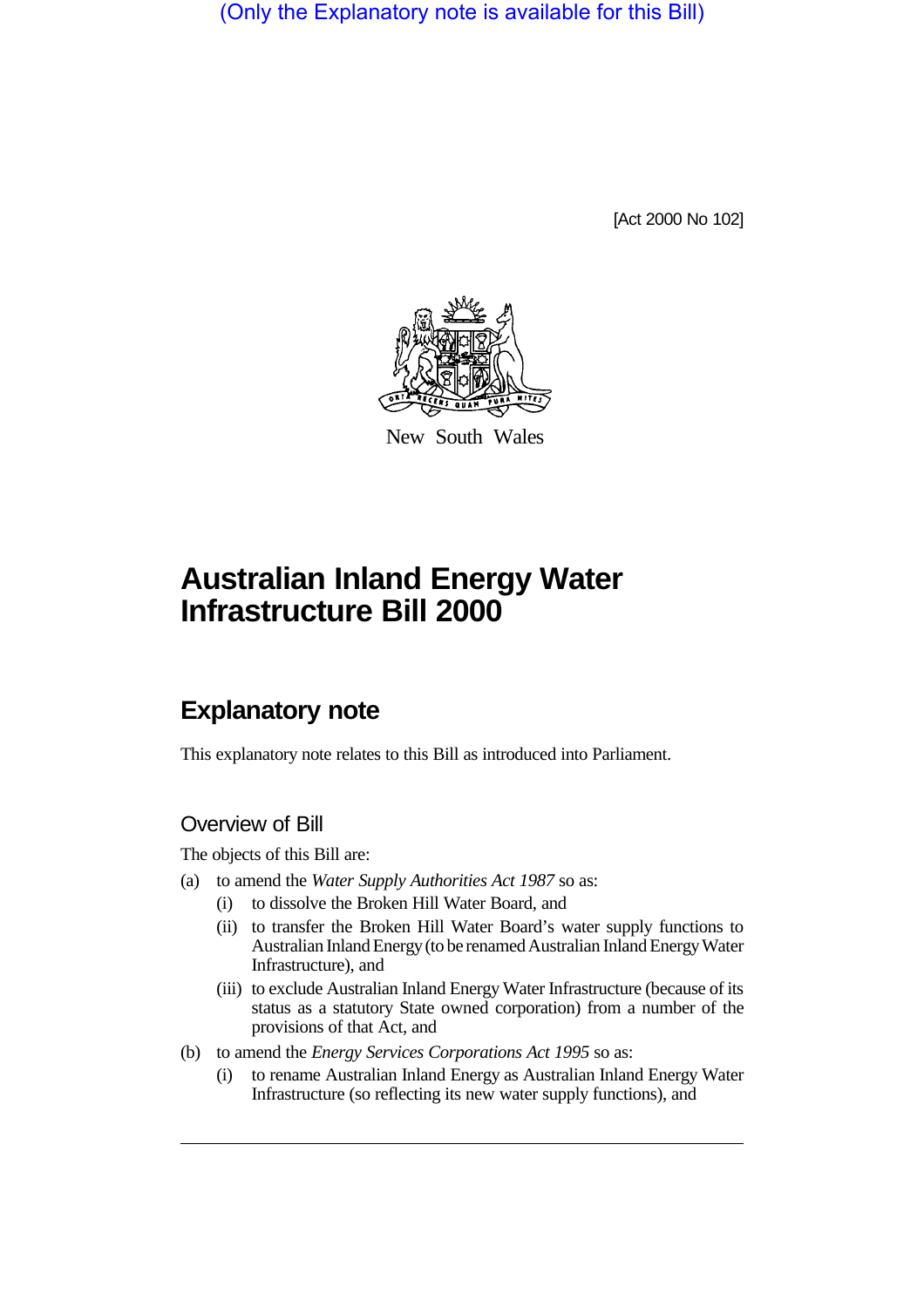(Only the Explanatory note is available for this Bill)

[Act 2000 No 102]

New South Wales

# Australian Inland Energy Water Infrastructure Bill 2000

## Explanatory note

This explanatory note relates to this Bill as introduced into Parliament.

### Overview of Bill

The objects of this Bill are:

(a) to amend the *Water Supply Authorities Act 1987* so as:

- (i) to dissolve the Broken Hill Water Board, and
- (ii) to transfer the Broken Hill Water Board's water supply functions to Australian Inland Energy (to be renamed Australian Inland Energy Water Infrastructure), and
- (iii) to exclude Australian Inland Energy Water Infrastructure (because of its status as a statutory State owned corporation) from a number of the provisions of that Act, and

(b) to amend the *Energy Services Corporations Act 1995* so as:

- (i) to rename Australian Inland Energy as Australian Inland Energy Water Infrastructure (so reflecting its new water supply functions), and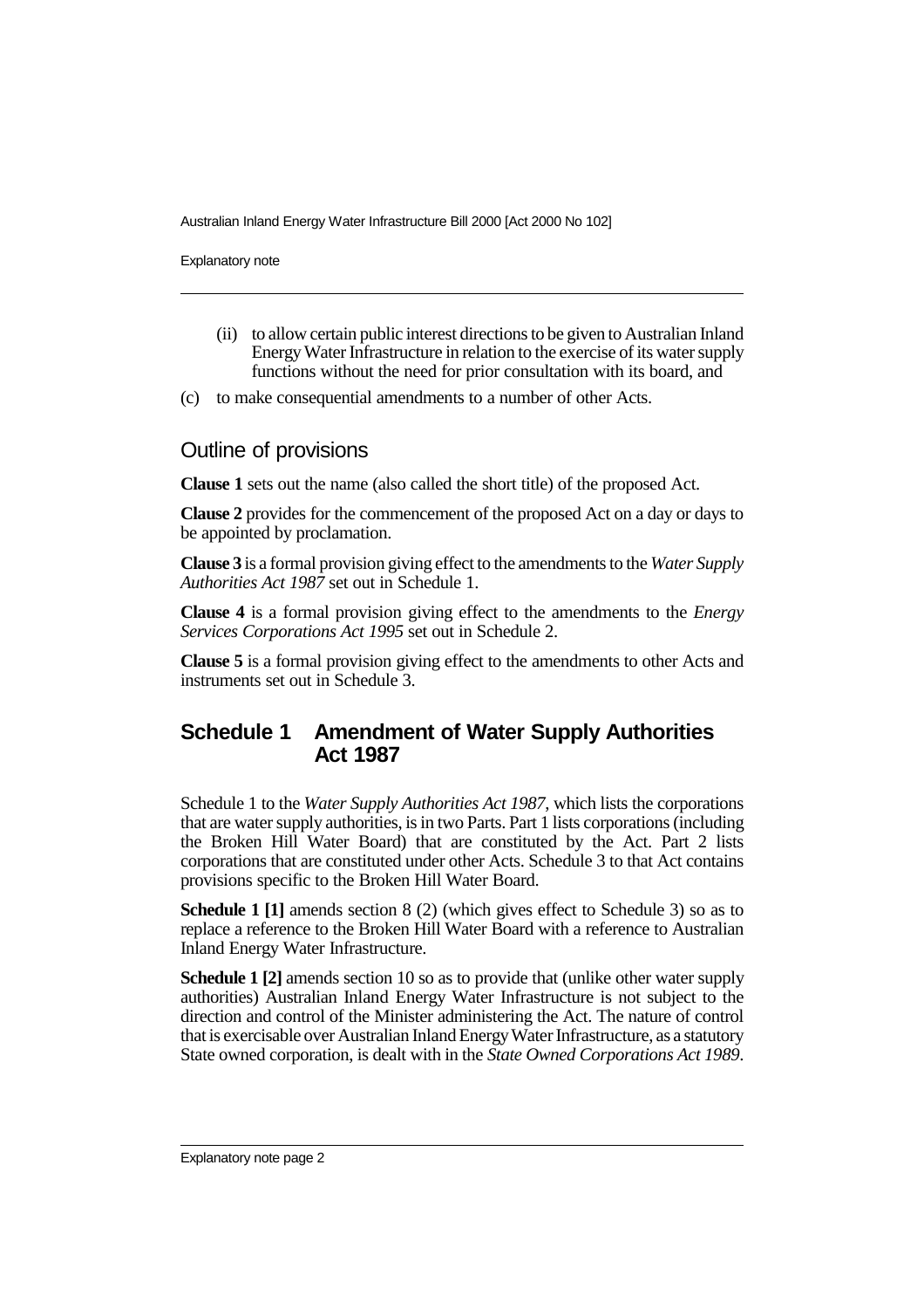(ii) to allow certain public interest directions to be given to Australian Inland Energy Water Infrastructure in relation to the exercise of its water supply functions without the need for prior consultation with its board, and

(c) to make consequential amendments to a number of other Acts.

## Outline of provisions

**Clause 1** sets out the name (also called the short title) of the proposed Act.

**Clause 2** provides for the commencement of the proposed Act on a day or days to be appointed by proclamation.

**Clause 3** is a formal provision giving effect to the amendments to the *Water Supply Authorities Act 1987* set out in Schedule 1.

**Clause 4** is a formal provision giving effect to the amendments to the *Energy Services Corporations Act 1995* set out in Schedule 2.

**Clause 5** is a formal provision giving effect to the amendments to other Acts and instruments set out in Schedule 3.

## Schedule 1 Amendment of Water Supply Authorities Act 1987

Schedule 1 to the *Water Supply Authorities Act 1987*, which lists the corporations that are water supply authorities, is in two Parts. Part 1 lists corporations (including the Broken Hill Water Board) that are constituted by the Act. Part 2 lists corporations that are constituted under other Acts. Schedule 3 to that Act contains provisions specific to the Broken Hill Water Board.

**Schedule 1 [1]** amends section 8 (2) (which gives effect to Schedule 3) so as to replace a reference to the Broken Hill Water Board with a reference to Australian Inland Energy Water Infrastructure.

**Schedule 1 [2]** amends section 10 so as to provide that (unlike other water supply authorities) Australian Inland Energy Water Infrastructure is not subject to the direction and control of the Minister administering the Act. The nature of control that is exercisable over Australian Inland Energy Water Infrastructure, as a statutory State owned corporation, is dealt with in the *State Owned Corporations Act 1989*.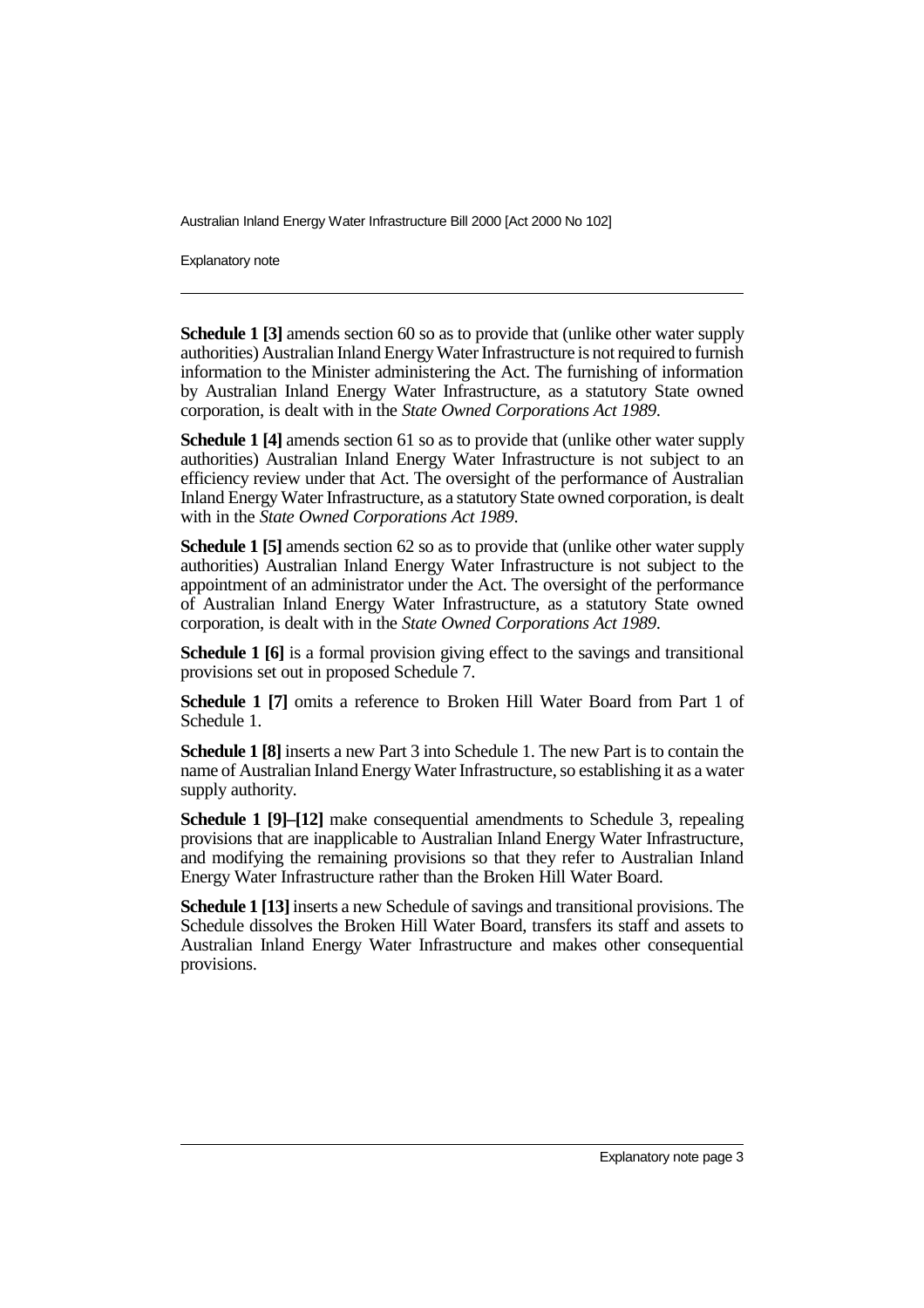**Schedule 1 [3]** amends section 60 so as to provide that (unlike other water supply authorities) Australian Inland Energy Water Infrastructure is not required to furnish information to the Minister administering the Act. The furnishing of information by Australian Inland Energy Water Infrastructure, as a statutory State owned corporation, is dealt with in the *State Owned Corporations Act 1989*.

**Schedule 1 [4]** amends section 61 so as to provide that (unlike other water supply authorities) Australian Inland Energy Water Infrastructure is not subject to an efficiency review under that Act. The oversight of the performance of Australian Inland Energy Water Infrastructure, as a statutory State owned corporation, is dealt with in the *State Owned Corporations Act 1989*.

**Schedule 1 [5]** amends section 62 so as to provide that (unlike other water supply authorities) Australian Inland Energy Water Infrastructure is not subject to the appointment of an administrator under the Act. The oversight of the performance of Australian Inland Energy Water Infrastructure, as a statutory State owned corporation, is dealt with in the *State Owned Corporations Act 1989*.

**Schedule 1 [6]** is a formal provision giving effect to the savings and transitional provisions set out in proposed Schedule 7.

**Schedule 1 [7]** omits a reference to Broken Hill Water Board from Part 1 of Schedule 1.

**Schedule 1 [8]** inserts a new Part 3 into Schedule 1. The new Part is to contain the name of Australian Inland Energy Water Infrastructure, so establishing it as a water supply authority.

**Schedule 1 [9]–[12]** make consequential amendments to Schedule 3, repealing provisions that are inapplicable to Australian Inland Energy Water Infrastructure, and modifying the remaining provisions so that they refer to Australian Inland Energy Water Infrastructure rather than the Broken Hill Water Board.

**Schedule 1 [13]** inserts a new Schedule of savings and transitional provisions. The Schedule dissolves the Broken Hill Water Board, transfers its staff and assets to Australian Inland Energy Water Infrastructure and makes other consequential provisions.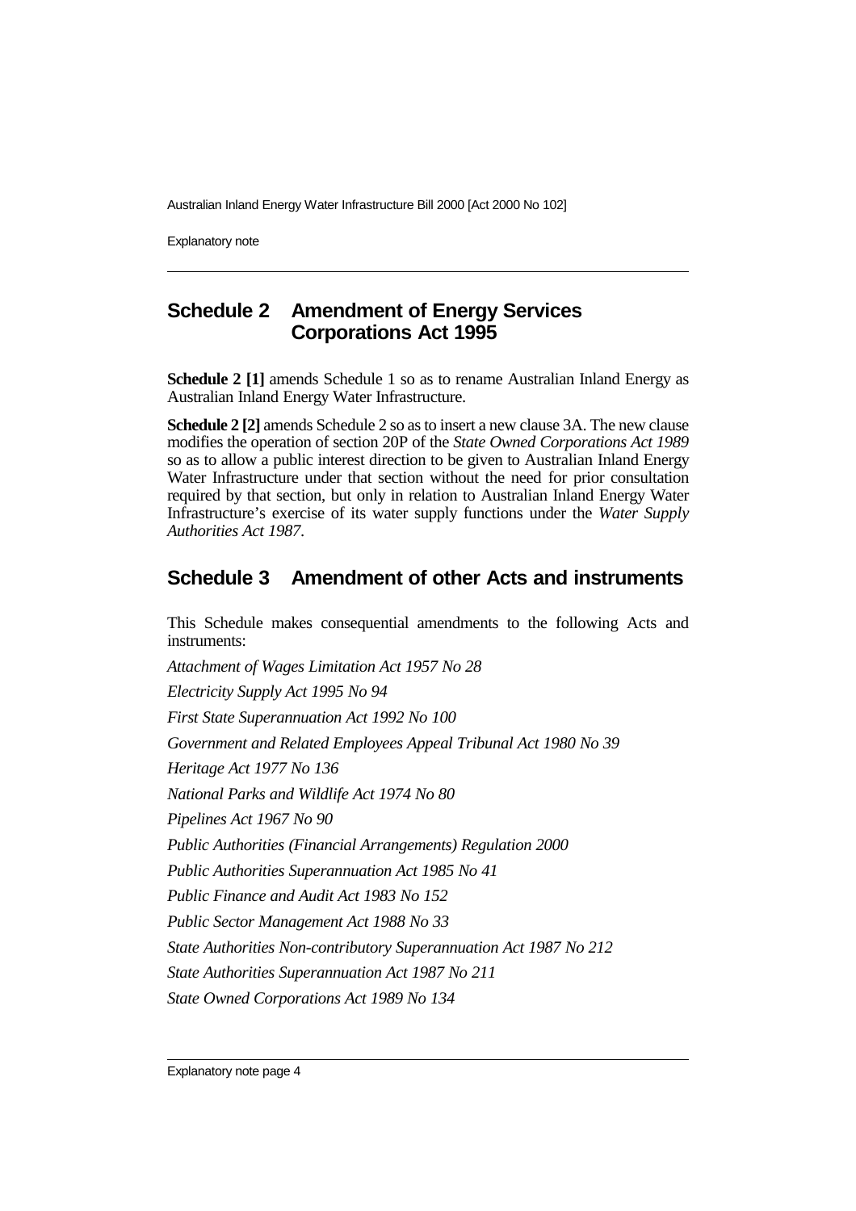## Schedule 2 Amendment of Energy Services Corporations Act 1995

**Schedule 2 [1]** amends Schedule 1 so as to rename Australian Inland Energy as Australian Inland Energy Water Infrastructure.

**Schedule 2 [2]** amends Schedule 2 so as to insert a new clause 3A. The new clause modifies the operation of section 20P of the *State Owned Corporations Act 1989* so as to allow a public interest direction to be given to Australian Inland Energy Water Infrastructure under that section without the need for prior consultation required by that section, but only in relation to Australian Inland Energy Water Infrastructure's exercise of its water supply functions under the *Water Supply Authorities Act 1987*.

## Schedule 3 Amendment of other Acts and instruments

This Schedule makes consequential amendments to the following Acts and instruments:

*Attachment of Wages Limitation Act 1957 No 28*

*Electricity Supply Act 1995 No 94*

*First State Superannuation Act 1992 No 100*

*Government and Related Employees Appeal Tribunal Act 1980 No 39*

*Heritage Act 1977 No 136*

*National Parks and Wildlife Act 1974 No 80*

*Pipelines Act 1967 No 90*

*Public Authorities (Financial Arrangements) Regulation 2000*

*Public Authorities Superannuation Act 1985 No 41*

*Public Finance and Audit Act 1983 No 152*

*Public Sector Management Act 1988 No 33*

*State Authorities Non-contributory Superannuation Act 1987 No 212*

*State Authorities Superannuation Act 1987 No 211*

*State Owned Corporations Act 1989 No 134*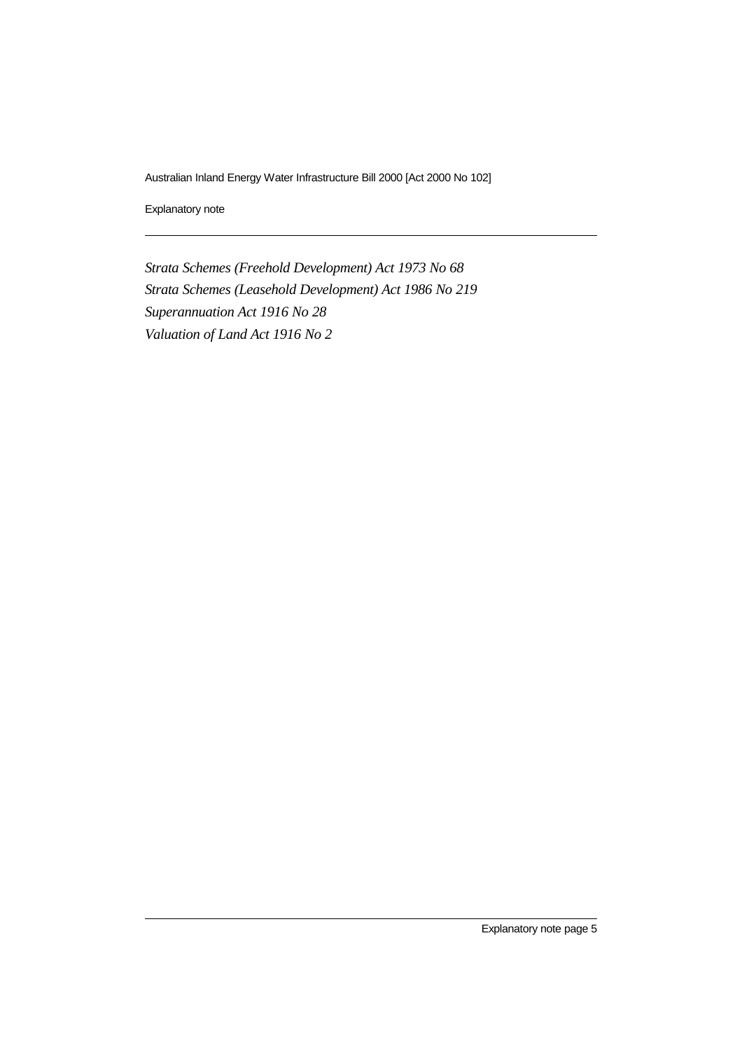*Strata Schemes (Freehold Development) Act 1973 No 68*
*Strata Schemes (Leasehold Development) Act 1986 No 219*
*Superannuation Act 1916 No 28*
*Valuation of Land Act 1916 No 2*